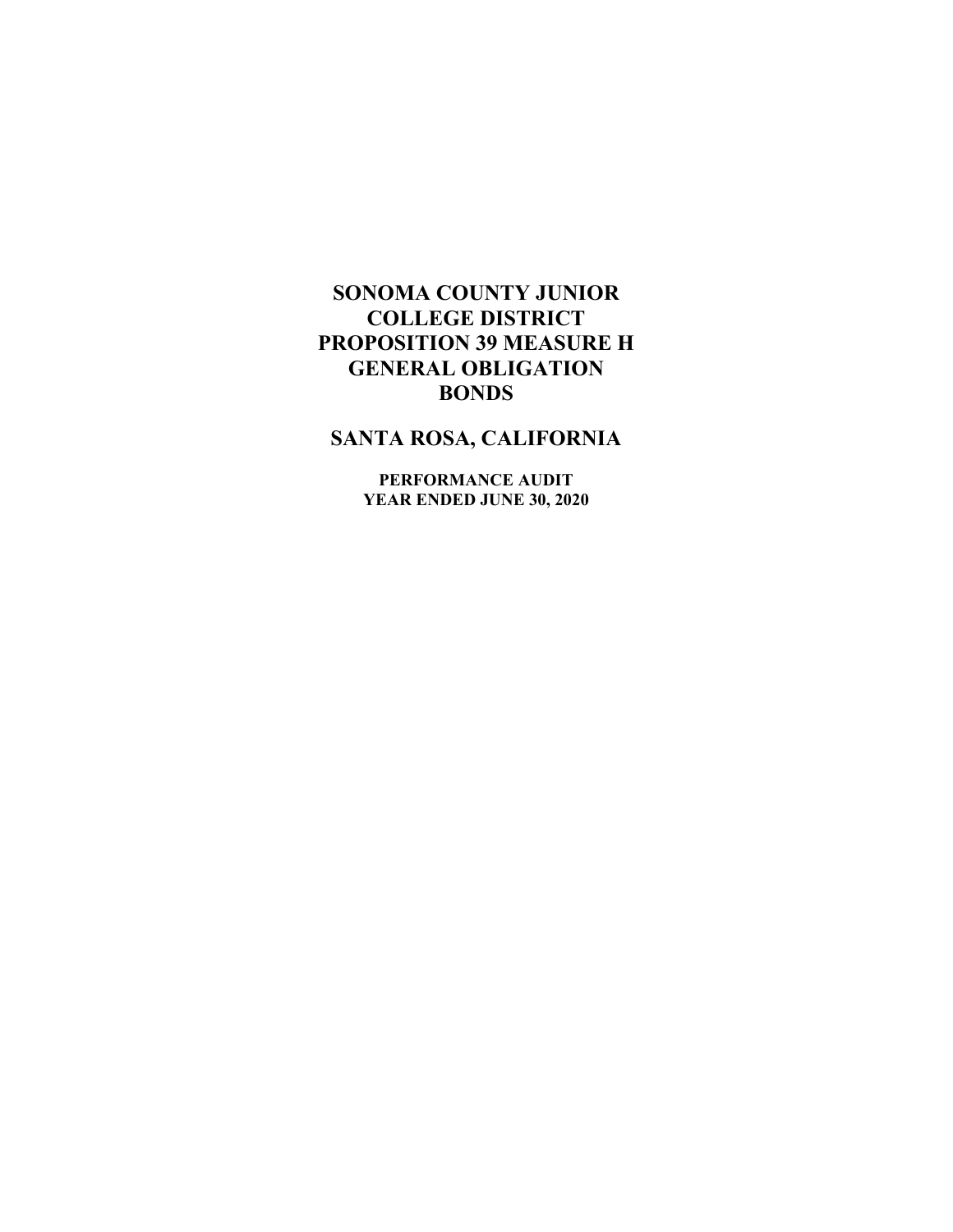# SONOMA COUNTY JUNIOR COLLEGE DISTRICT PROPOSITION 39 MEASURE H GENERAL OBLIGATION BONDS

## SANTA ROSA, CALIFORNIA

**PERFORMANCE AUDIT**
**YEAR ENDED JUNE 30, 2020**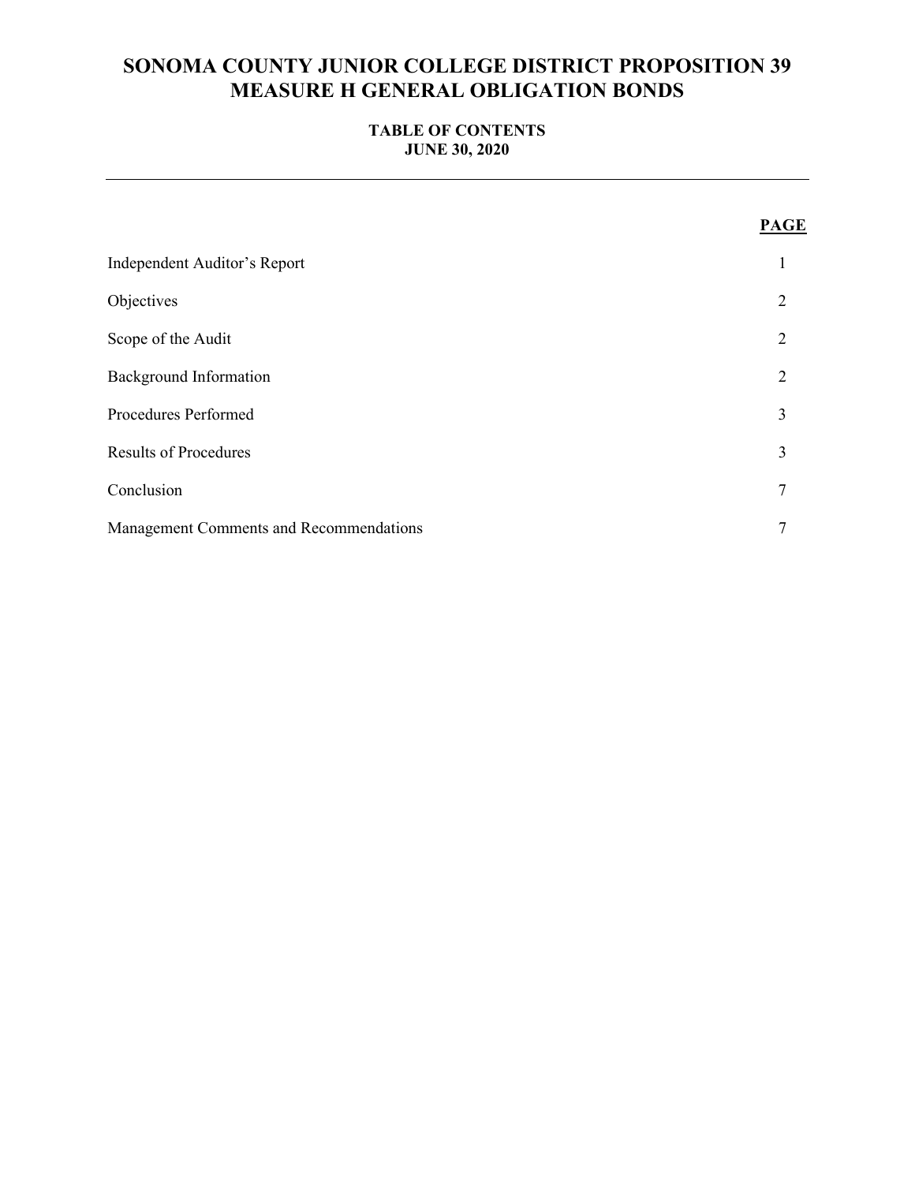# SONOMA COUNTY JUNIOR COLLEGE DISTRICT PROPOSITION 39 MEASURE H GENERAL OBLIGATION BONDS

## TABLE OF CONTENTS
## JUNE 30, 2020

| | PAGE |
|---|---|
| Independent Auditor's Report | 1 |
| Objectives | 2 |
| Scope of the Audit | 2 |
| Background Information | 2 |
| Procedures Performed | 3 |
| Results of Procedures | 3 |
| Conclusion | 7 |
| Management Comments and Recommendations | 7 |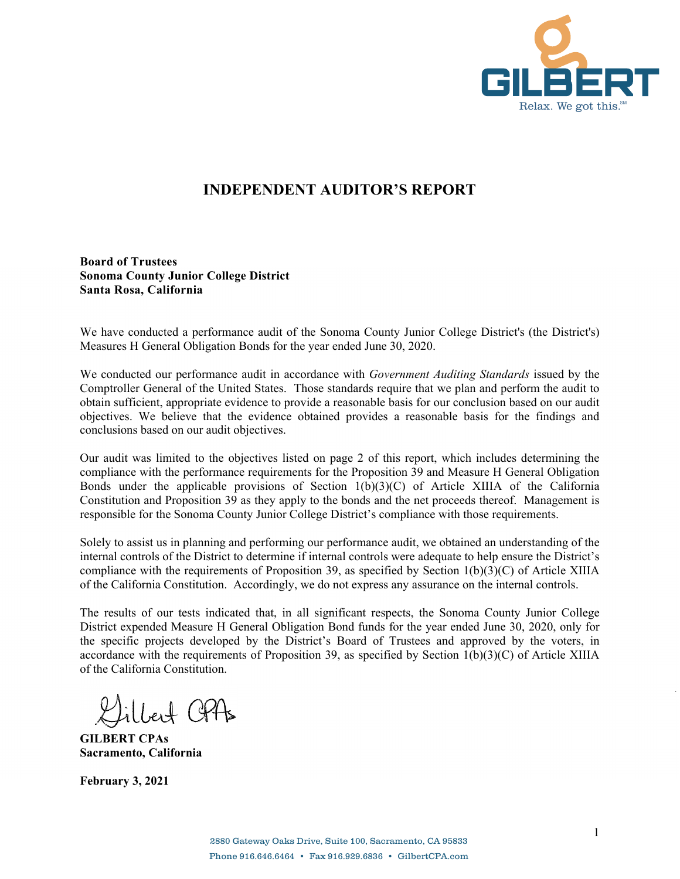# INDEPENDENT AUDITOR'S REPORT

**Board of Trustees**
**Sonoma County Junior College District**
**Santa Rosa, California**

We have conducted a performance audit of the Sonoma County Junior College District's (the District's) Measures H General Obligation Bonds for the year ended June 30, 2020.

We conducted our performance audit in accordance with *Government Auditing Standards* issued by the Comptroller General of the United States. Those standards require that we plan and perform the audit to obtain sufficient, appropriate evidence to provide a reasonable basis for our conclusion based on our audit objectives. We believe that the evidence obtained provides a reasonable basis for the findings and conclusions based on our audit objectives.

Our audit was limited to the objectives listed on page 2 of this report, which includes determining the compliance with the performance requirements for the Proposition 39 and Measure H General Obligation Bonds under the applicable provisions of Section 1(b)(3)(C) of Article XIIIA of the California Constitution and Proposition 39 as they apply to the bonds and the net proceeds thereof. Management is responsible for the Sonoma County Junior College District's compliance with those requirements.

Solely to assist us in planning and performing our performance audit, we obtained an understanding of the internal controls of the District to determine if internal controls were adequate to help ensure the District's compliance with the requirements of Proposition 39, as specified by Section 1(b)(3)(C) of Article XIIIA of the California Constitution. Accordingly, we do not express any assurance on the internal controls.

The results of our tests indicated that, in all significant respects, the Sonoma County Junior College District expended Measure H General Obligation Bond funds for the year ended June 30, 2020, only for the specific projects developed by the District's Board of Trustees and approved by the voters, in accordance with the requirements of Proposition 39, as specified by Section 1(b)(3)(C) of Article XIIIA of the California Constitution.

Gilbert CPAs

**GILBERT CPAs**
**Sacramento, California**

**February 3, 2021**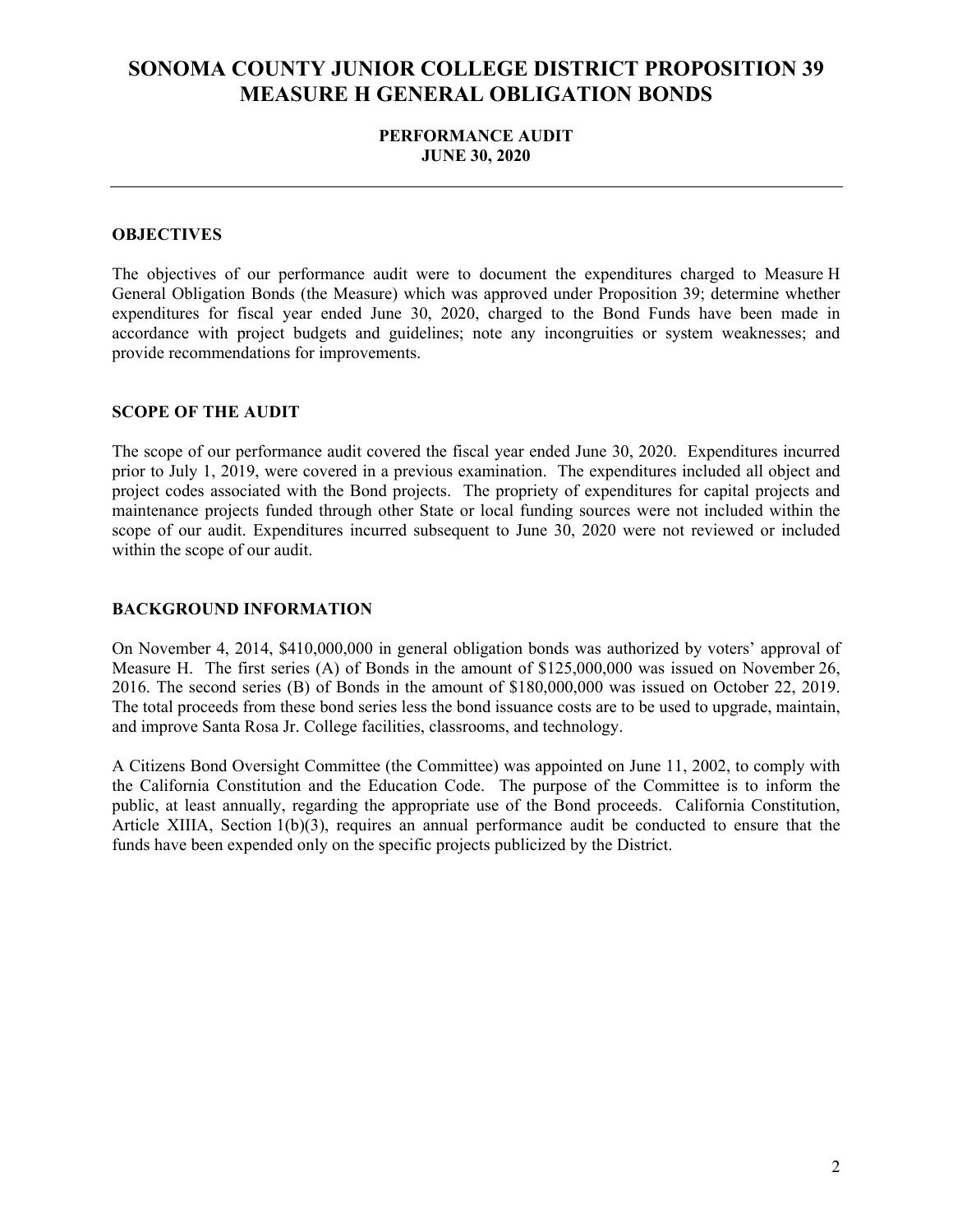# SONOMA COUNTY JUNIOR COLLEGE DISTRICT PROPOSITION 39 MEASURE H GENERAL OBLIGATION BONDS

**PERFORMANCE AUDIT**
**JUNE 30, 2020**

---

## OBJECTIVES

The objectives of our performance audit were to document the expenditures charged to Measure H General Obligation Bonds (the Measure) which was approved under Proposition 39; determine whether expenditures for fiscal year ended June 30, 2020, charged to the Bond Funds have been made in accordance with project budgets and guidelines; note any incongruities or system weaknesses; and provide recommendations for improvements.

## SCOPE OF THE AUDIT

The scope of our performance audit covered the fiscal year ended June 30, 2020. Expenditures incurred prior to July 1, 2019, were covered in a previous examination. The expenditures included all object and project codes associated with the Bond projects. The propriety of expenditures for capital projects and maintenance projects funded through other State or local funding sources were not included within the scope of our audit. Expenditures incurred subsequent to June 30, 2020 were not reviewed or included within the scope of our audit.

## BACKGROUND INFORMATION

On November 4, 2014, $410,000,000 in general obligation bonds was authorized by voters' approval of Measure H. The first series (A) of Bonds in the amount of $125,000,000 was issued on November 26, 2016. The second series (B) of Bonds in the amount of $180,000,000 was issued on October 22, 2019. The total proceeds from these bond series less the bond issuance costs are to be used to upgrade, maintain, and improve Santa Rosa Jr. College facilities, classrooms, and technology.

A Citizens Bond Oversight Committee (the Committee) was appointed on June 11, 2002, to comply with the California Constitution and the Education Code. The purpose of the Committee is to inform the public, at least annually, regarding the appropriate use of the Bond proceeds. California Constitution, Article XIIIA, Section 1(b)(3), requires an annual performance audit be conducted to ensure that the funds have been expended only on the specific projects publicized by the District.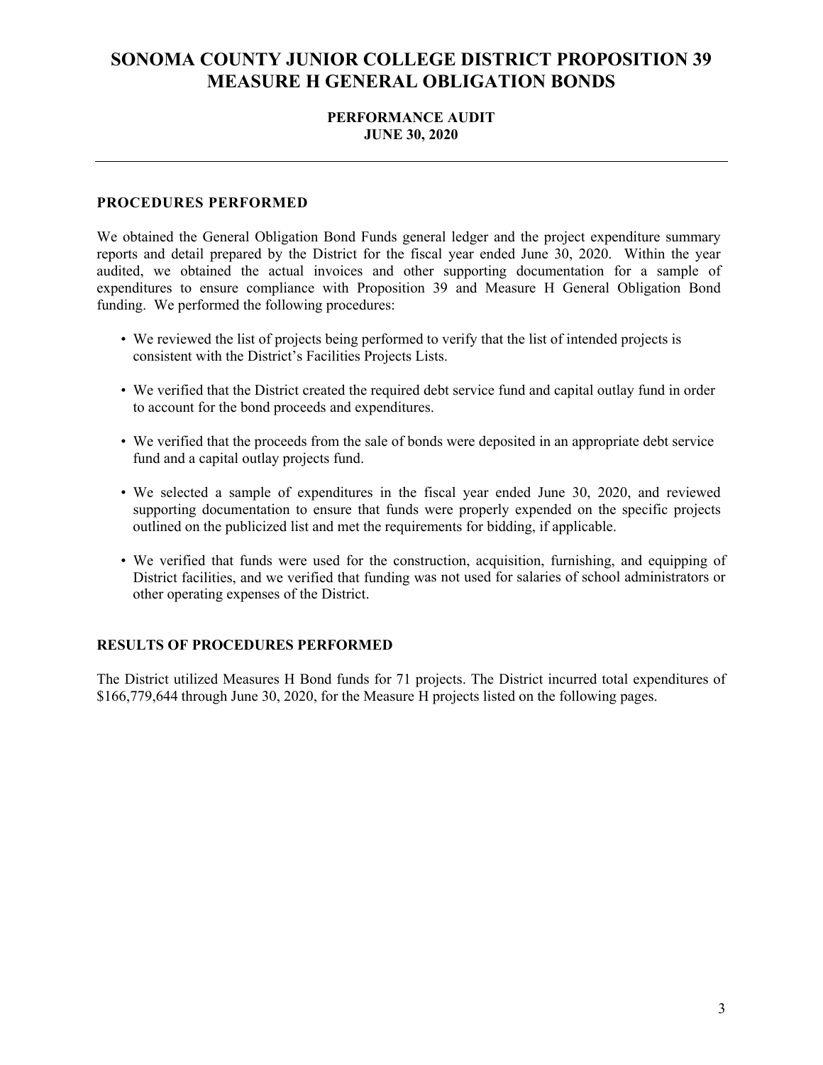# SONOMA COUNTY JUNIOR COLLEGE DISTRICT PROPOSITION 39 MEASURE H GENERAL OBLIGATION BONDS

**PERFORMANCE AUDIT**
**JUNE 30, 2020**

---

### PROCEDURES PERFORMED

We obtained the General Obligation Bond Funds general ledger and the project expenditure summary reports and detail prepared by the District for the fiscal year ended June 30, 2020. Within the year audited, we obtained the actual invoices and other supporting documentation for a sample of expenditures to ensure compliance with Proposition 39 and Measure H General Obligation Bond funding. We performed the following procedures:

- We reviewed the list of projects being performed to verify that the list of intended projects is consistent with the District's Facilities Projects Lists.
- We verified that the District created the required debt service fund and capital outlay fund in order to account for the bond proceeds and expenditures.
- We verified that the proceeds from the sale of bonds were deposited in an appropriate debt service fund and a capital outlay projects fund.
- We selected a sample of expenditures in the fiscal year ended June 30, 2020, and reviewed supporting documentation to ensure that funds were properly expended on the specific projects outlined on the publicized list and met the requirements for bidding, if applicable.
- We verified that funds were used for the construction, acquisition, furnishing, and equipping of District facilities, and we verified that funding was not used for salaries of school administrators or other operating expenses of the District.

### RESULTS OF PROCEDURES PERFORMED

The District utilized Measures H Bond funds for 71 projects. The District incurred total expenditures of $166,779,644 through June 30, 2020, for the Measure H projects listed on the following pages.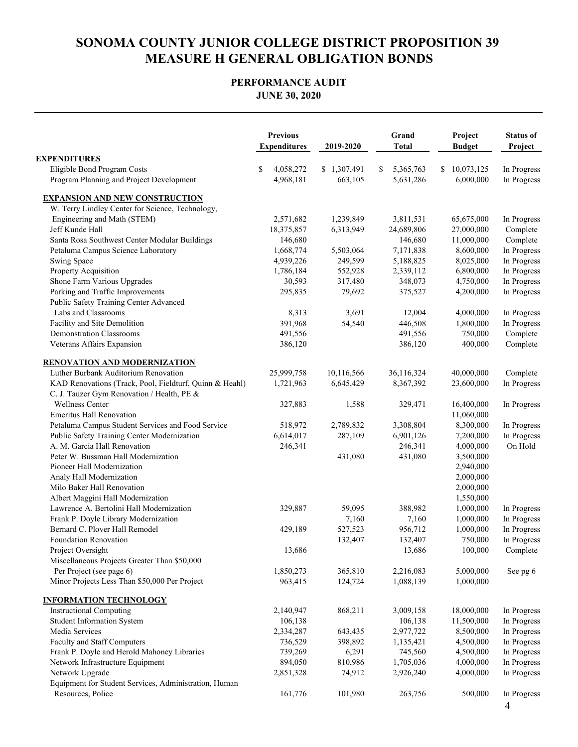# SONOMA COUNTY JUNIOR COLLEGE DISTRICT PROPOSITION 39 MEASURE H GENERAL OBLIGATION BONDS

## PERFORMANCE AUDIT
## JUNE 30, 2020

| | Previous Expenditures | 2019-2020 | Grand Total | Project Budget | Status of Project |
|---|---|---|---|---|---|
| **EXPENDITURES** | | | | | |
| Eligible Bond Program Costs | $ 4,058,272 | $ 1,307,491 | $ 5,365,763 | $ 10,073,125 | In Progress |
| Program Planning and Project Development | 4,968,181 | 663,105 | 5,631,286 | 6,000,000 | In Progress |
| **EXPANSION AND NEW CONSTRUCTION** | | | | | |
| W. Terry Lindley Center for Science, Technology, Engineering and Math (STEM) | 2,571,682 | 1,239,849 | 3,811,531 | 65,675,000 | In Progress |
| Jeff Kunde Hall | 18,375,857 | 6,313,949 | 24,689,806 | 27,000,000 | Complete |
| Santa Rosa Southwest Center Modular Buildings | 146,680 | | 146,680 | 11,000,000 | Complete |
| Petaluma Campus Science Laboratory | 1,668,774 | 5,503,064 | 7,171,838 | 8,600,000 | In Progress |
| Swing Space | 4,939,226 | 249,599 | 5,188,825 | 8,025,000 | In Progress |
| Property Acquisition | 1,786,184 | 552,928 | 2,339,112 | 6,800,000 | In Progress |
| Shone Farm Various Upgrades | 30,593 | 317,480 | 348,073 | 4,750,000 | In Progress |
| Parking and Traffic Improvements | 295,835 | 79,692 | 375,527 | 4,200,000 | In Progress |
| Public Safety Training Center Advanced Labs and Classrooms | 8,313 | 3,691 | 12,004 | 4,000,000 | In Progress |
| Facility and Site Demolition | 391,968 | 54,540 | 446,508 | 1,800,000 | In Progress |
| Demonstration Classrooms | 491,556 | | 491,556 | 750,000 | Complete |
| Veterans Affairs Expansion | 386,120 | | 386,120 | 400,000 | Complete |
| **RENOVATION AND MODERNIZATION** | | | | | |
| Luther Burbank Auditorium Renovation | 25,999,758 | 10,116,566 | 36,116,324 | 40,000,000 | Complete |
| KAD Renovations (Track, Pool, Fieldturf, Quinn & Heahl) | 1,721,963 | 6,645,429 | 8,367,392 | 23,600,000 | In Progress |
| C. J. Tauzer Gym Renovation / Health, PE & Wellness Center | 327,883 | 1,588 | 329,471 | 16,400,000 | In Progress |
| Emeritus Hall Renovation | | | | 11,060,000 | |
| Petaluma Campus Student Services and Food Service | 518,972 | 2,789,832 | 3,308,804 | 8,300,000 | In Progress |
| Public Safety Training Center Modernization | 6,614,017 | 287,109 | 6,901,126 | 7,200,000 | In Progress |
| A. M. Garcia Hall Renovation | 246,341 | | 246,341 | 4,000,000 | On Hold |
| Peter W. Bussman Hall Modernization | | 431,080 | 431,080 | 3,500,000 | |
| Pioneer Hall Modernization | | | | 2,940,000 | |
| Analy Hall Modernization | | | | 2,000,000 | |
| Milo Baker Hall Renovation | | | | 2,000,000 | |
| Albert Maggini Hall Modernization | | | | 1,550,000 | |
| Lawrence A. Bertolini Hall Modernization | 329,887 | 59,095 | 388,982 | 1,000,000 | In Progress |
| Frank P. Doyle Library Modernization | | 7,160 | 7,160 | 1,000,000 | In Progress |
| Bernard C. Plover Hall Remodel | 429,189 | 527,523 | 956,712 | 1,000,000 | In Progress |
| Foundation Renovation | | 132,407 | 132,407 | 750,000 | In Progress |
| Project Oversight | 13,686 | | 13,686 | 100,000 | Complete |
| Miscellaneous Projects Greater Than $50,000 Per Project (see page 6) | 1,850,273 | 365,810 | 2,216,083 | 5,000,000 | See pg 6 |
| Minor Projects Less Than $50,000 Per Project | 963,415 | 124,724 | 1,088,139 | 1,000,000 | |
| **INFORMATION TECHNOLOGY** | | | | | |
| Instructional Computing | 2,140,947 | 868,211 | 3,009,158 | 18,000,000 | In Progress |
| Student Information System | 106,138 | | 106,138 | 11,500,000 | In Progress |
| Media Services | 2,334,287 | 643,435 | 2,977,722 | 8,500,000 | In Progress |
| Faculty and Staff Computers | 736,529 | 398,892 | 1,135,421 | 4,500,000 | In Progress |
| Frank P. Doyle and Herold Mahoney Libraries | 739,269 | 6,291 | 745,560 | 4,500,000 | In Progress |
| Network Infrastructure Equipment | 894,050 | 810,986 | 1,705,036 | 4,000,000 | In Progress |
| Network Upgrade | 2,851,328 | 74,912 | 2,926,240 | 4,000,000 | In Progress |
| Equipment for Student Services, Administration, Human Resources, Police | 161,776 | 101,980 | 263,756 | 500,000 | In Progress |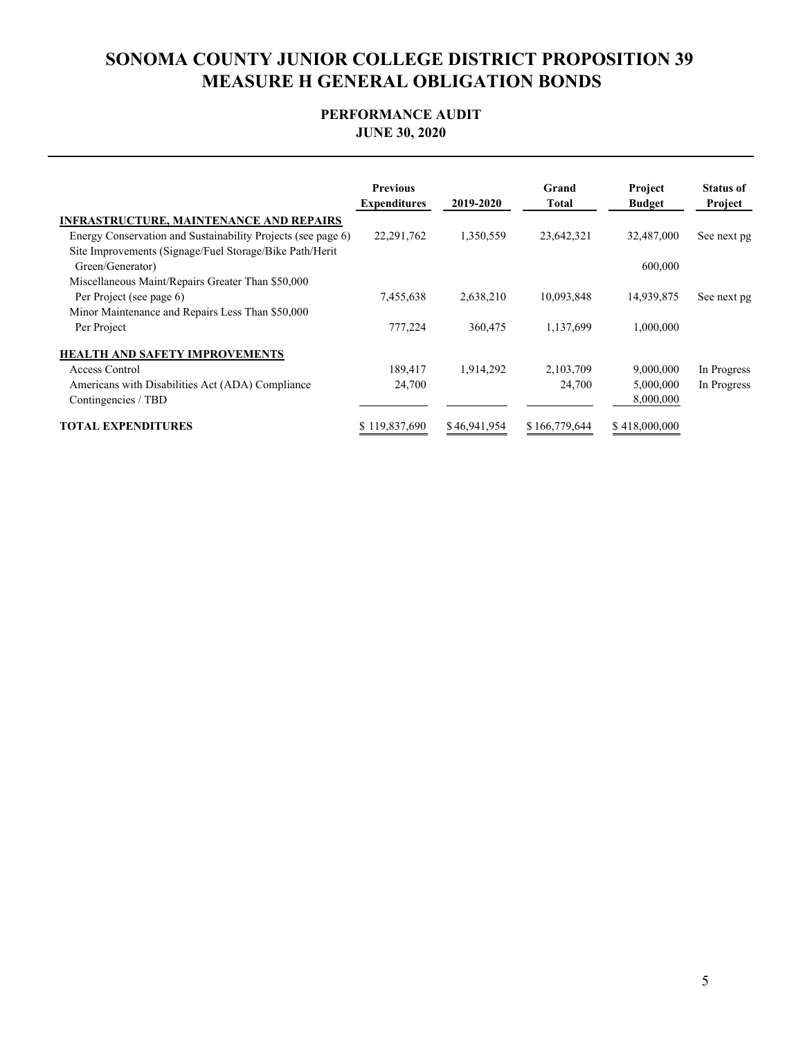# SONOMA COUNTY JUNIOR COLLEGE DISTRICT PROPOSITION 39 MEASURE H GENERAL OBLIGATION BONDS

## PERFORMANCE AUDIT
## JUNE 30, 2020

| | Previous Expenditures | 2019-2020 | Grand Total | Project Budget | Status of Project |
|---|---|---|---|---|---|
| **INFRASTRUCTURE, MAINTENANCE AND REPAIRS** | | | | | |
| Energy Conservation and Sustainability Projects (see page 6) | 22,291,762 | 1,350,559 | 23,642,321 | 32,487,000 | See next pg |
| Site Improvements (Signage/Fuel Storage/Bike Path/Herit Green/Generator) | | | | 600,000 | |
| Miscellaneous Maint/Repairs Greater Than $50,000 Per Project (see page 6) | 7,455,638 | 2,638,210 | 10,093,848 | 14,939,875 | See next pg |
| Minor Maintenance and Repairs Less Than $50,000 Per Project | 777,224 | 360,475 | 1,137,699 | 1,000,000 | |
| **HEALTH AND SAFETY IMPROVEMENTS** | | | | | |
| Access Control | 189,417 | 1,914,292 | 2,103,709 | 9,000,000 | In Progress |
| Americans with Disabilities Act (ADA) Compliance | 24,700 | | 24,700 | 5,000,000 | In Progress |
| Contingencies / TBD | | | | 8,000,000 | |
| **TOTAL EXPENDITURES** | $ 119,837,690 | $ 46,941,954 | $ 166,779,644 | $ 418,000,000 | |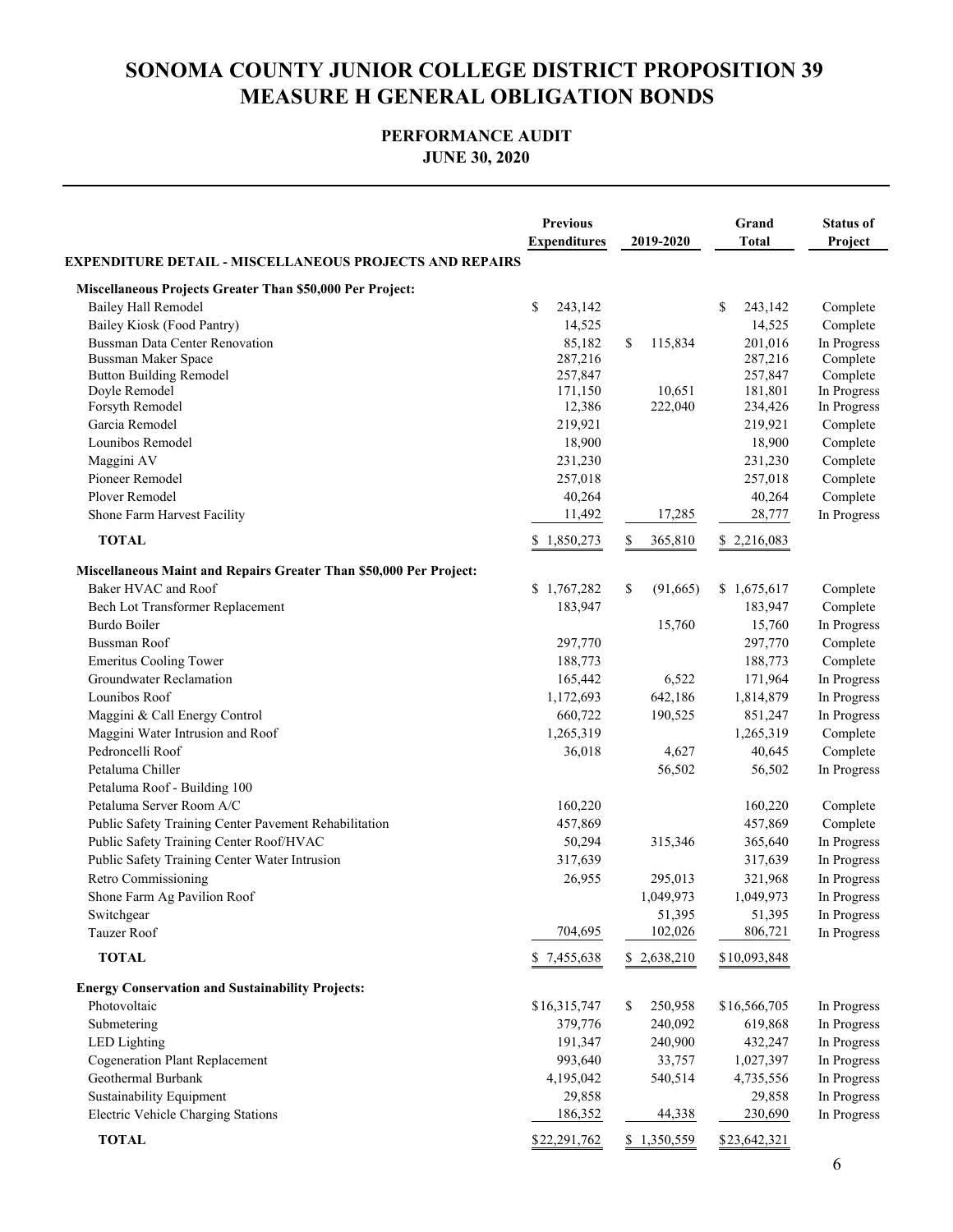# SONOMA COUNTY JUNIOR COLLEGE DISTRICT PROPOSITION 39 MEASURE H GENERAL OBLIGATION BONDS

## PERFORMANCE AUDIT
## JUNE 30, 2020

| | Previous Expenditures | 2019-2020 | Grand Total | Status of Project |
|---|---|---|---|---|
| **EXPENDITURE DETAIL - MISCELLANEOUS PROJECTS AND REPAIRS** | | | | |
| **Miscellaneous Projects Greater Than $50,000 Per Project:** | | | | |
| Bailey Hall Remodel | $ 243,142 | | $ 243,142 | Complete |
| Bailey Kiosk (Food Pantry) | 14,525 | | 14,525 | Complete |
| Bussman Data Center Renovation | 85,182 | $ 115,834 | 201,016 | In Progress |
| Bussman Maker Space | 287,216 | | 287,216 | Complete |
| Button Building Remodel | 257,847 | | 257,847 | Complete |
| Doyle Remodel | 171,150 | 10,651 | 181,801 | In Progress |
| Forsyth Remodel | 12,386 | 222,040 | 234,426 | In Progress |
| Garcia Remodel | 219,921 | | 219,921 | Complete |
| Lounibos Remodel | 18,900 | | 18,900 | Complete |
| Maggini AV | 231,230 | | 231,230 | Complete |
| Pioneer Remodel | 257,018 | | 257,018 | Complete |
| Plover Remodel | 40,264 | | 40,264 | Complete |
| Shone Farm Harvest Facility | 11,492 | 17,285 | 28,777 | In Progress |
| **TOTAL** | $ 1,850,273 | $ 365,810 | $ 2,216,083 | |
| **Miscellaneous Maint and Repairs Greater Than $50,000 Per Project:** | | | | |
| Baker HVAC and Roof | $ 1,767,282 | $ (91,665) | $ 1,675,617 | Complete |
| Bech Lot Transformer Replacement | 183,947 | | 183,947 | Complete |
| Burdo Boiler | | 15,760 | 15,760 | In Progress |
| Bussman Roof | 297,770 | | 297,770 | Complete |
| Emeritus Cooling Tower | 188,773 | | 188,773 | Complete |
| Groundwater Reclamation | 165,442 | 6,522 | 171,964 | In Progress |
| Lounibos Roof | 1,172,693 | 642,186 | 1,814,879 | In Progress |
| Maggini & Call Energy Control | 660,722 | 190,525 | 851,247 | In Progress |
| Maggini Water Intrusion and Roof | 1,265,319 | | 1,265,319 | Complete |
| Pedroncelli Roof | 36,018 | 4,627 | 40,645 | Complete |
| Petaluma Chiller | | 56,502 | 56,502 | In Progress |
| Petaluma Roof - Building 100 | | | | |
| Petaluma Server Room A/C | 160,220 | | 160,220 | Complete |
| Public Safety Training Center Pavement Rehabilitation | 457,869 | | 457,869 | Complete |
| Public Safety Training Center Roof/HVAC | 50,294 | 315,346 | 365,640 | In Progress |
| Public Safety Training Center Water Intrusion | 317,639 | | 317,639 | In Progress |
| Retro Commissioning | 26,955 | 295,013 | 321,968 | In Progress |
| Shone Farm Ag Pavilion Roof | | 1,049,973 | 1,049,973 | In Progress |
| Switchgear | | 51,395 | 51,395 | In Progress |
| Tauzer Roof | 704,695 | 102,026 | 806,721 | In Progress |
| **TOTAL** | $ 7,455,638 | $ 2,638,210 | $10,093,848 | |
| **Energy Conservation and Sustainability Projects:** | | | | |
| Photovoltaic | $16,315,747 | $ 250,958 | $16,566,705 | In Progress |
| Submetering | 379,776 | 240,092 | 619,868 | In Progress |
| LED Lighting | 191,347 | 240,900 | 432,247 | In Progress |
| Cogeneration Plant Replacement | 993,640 | 33,757 | 1,027,397 | In Progress |
| Geothermal Burbank | 4,195,042 | 540,514 | 4,735,556 | In Progress |
| Sustainability Equipment | 29,858 | | 29,858 | In Progress |
| Electric Vehicle Charging Stations | 186,352 | 44,338 | 230,690 | In Progress |
| **TOTAL** | $22,291,762 | $ 1,350,559 | $23,642,321 | |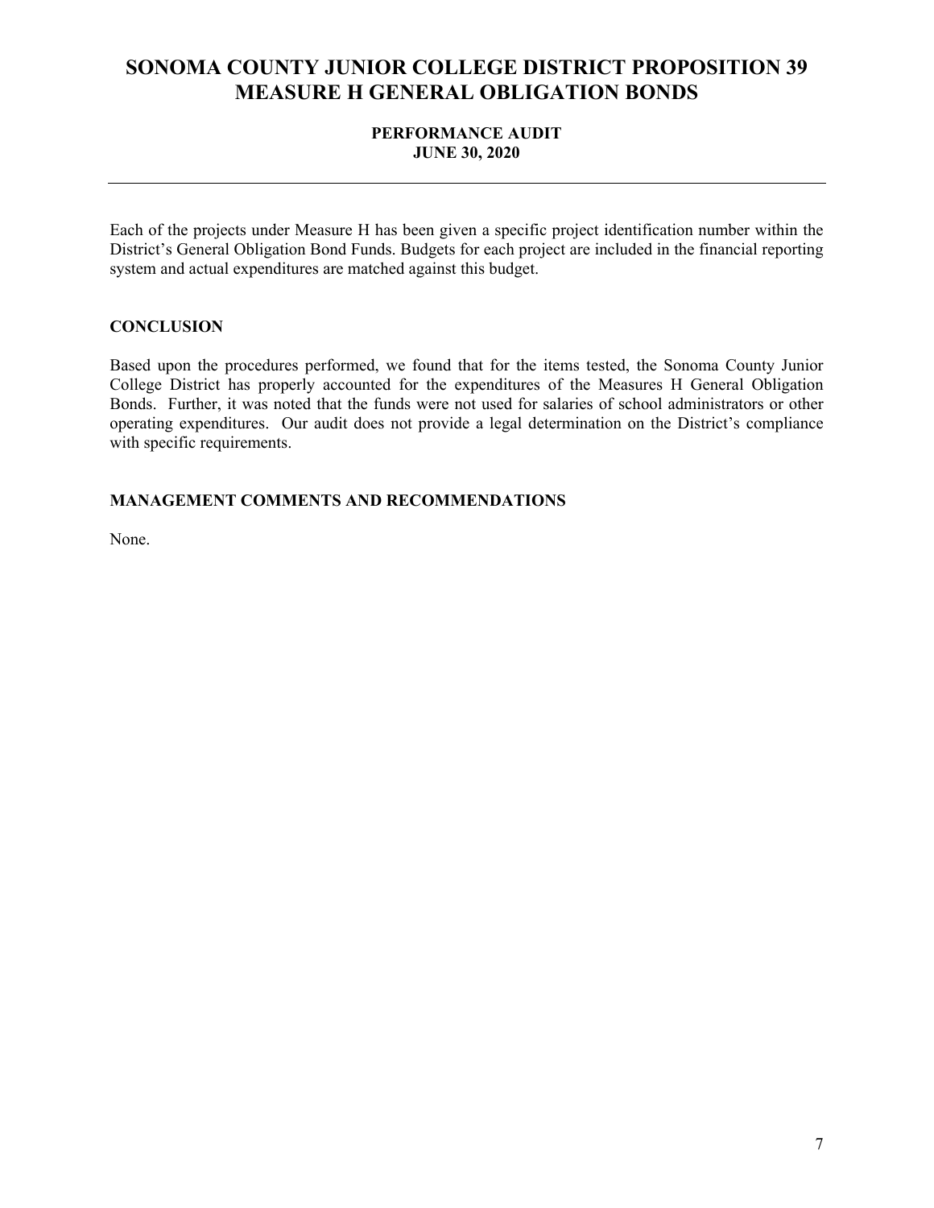Each of the projects under Measure H has been given a specific project identification number within the District's General Obligation Bond Funds. Budgets for each project are included in the financial reporting system and actual expenditures are matched against this budget.

## CONCLUSION

Based upon the procedures performed, we found that for the items tested, the Sonoma County Junior College District has properly accounted for the expenditures of the Measures H General Obligation Bonds. Further, it was noted that the funds were not used for salaries of school administrators or other operating expenditures. Our audit does not provide a legal determination on the District's compliance with specific requirements.

## MANAGEMENT COMMENTS AND RECOMMENDATIONS

None.